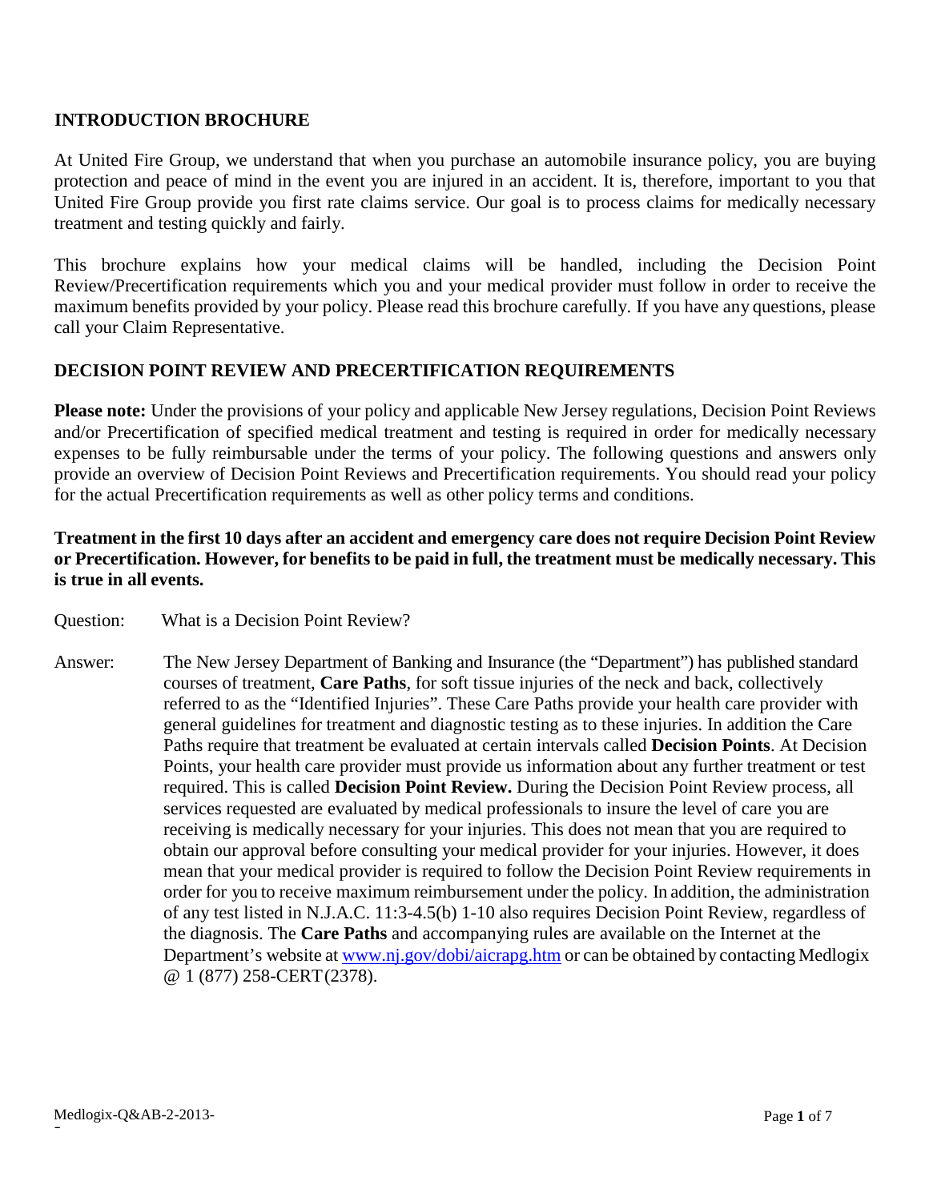## INTRODUCTION BROCHURE

At United Fire Group, we understand that when you purchase an automobile insurance policy, you are buying protection and peace of mind in the event you are injured in an accident. It is, therefore, important to you that United Fire Group provide you first rate claims service. Our goal is to process claims for medically necessary treatment and testing quickly and fairly.

This brochure explains how your medical claims will be handled, including the Decision Point Review/Precertification requirements which you and your medical provider must follow in order to receive the maximum benefits provided by your policy. Please read this brochure carefully. If you have any questions, please call your Claim Representative.

## DECISION POINT REVIEW AND PRECERTIFICATION REQUIREMENTS

**Please note:** Under the provisions of your policy and applicable New Jersey regulations, Decision Point Reviews and/or Precertification of specified medical treatment and testing is required in order for medically necessary expenses to be fully reimbursable under the terms of your policy. The following questions and answers only provide an overview of Decision Point Reviews and Precertification requirements. You should read your policy for the actual Precertification requirements as well as other policy terms and conditions.

**Treatment in the first 10 days after an accident and emergency care does not require Decision Point Review or Precertification. However, for benefits to be paid in full, the treatment must be medically necessary. This is true in all events.**

Question: What is a Decision Point Review?

Answer: The New Jersey Department of Banking and Insurance (the "Department") has published standard courses of treatment, **Care Paths**, for soft tissue injuries of the neck and back, collectively referred to as the "Identified Injuries". These Care Paths provide your health care provider with general guidelines for treatment and diagnostic testing as to these injuries. In addition the Care Paths require that treatment be evaluated at certain intervals called **Decision Points**. At Decision Points, your health care provider must provide us information about any further treatment or test required. This is called **Decision Point Review.** During the Decision Point Review process, all services requested are evaluated by medical professionals to insure the level of care you are receiving is medically necessary for your injuries. This does not mean that you are required to obtain our approval before consulting your medical provider for your injuries. However, it does mean that your medical provider is required to follow the Decision Point Review requirements in order for you to receive maximum reimbursement under the policy. In addition, the administration of any test listed in N.J.A.C. 11:3-4.5(b) 1-10 also requires Decision Point Review, regardless of the diagnosis. The **Care Paths** and accompanying rules are available on the Internet at the Department's website at www.nj.gov/dobi/aicrapg.htm or can be obtained by contacting Medlogix @ 1 (877) 258-CERT(2378).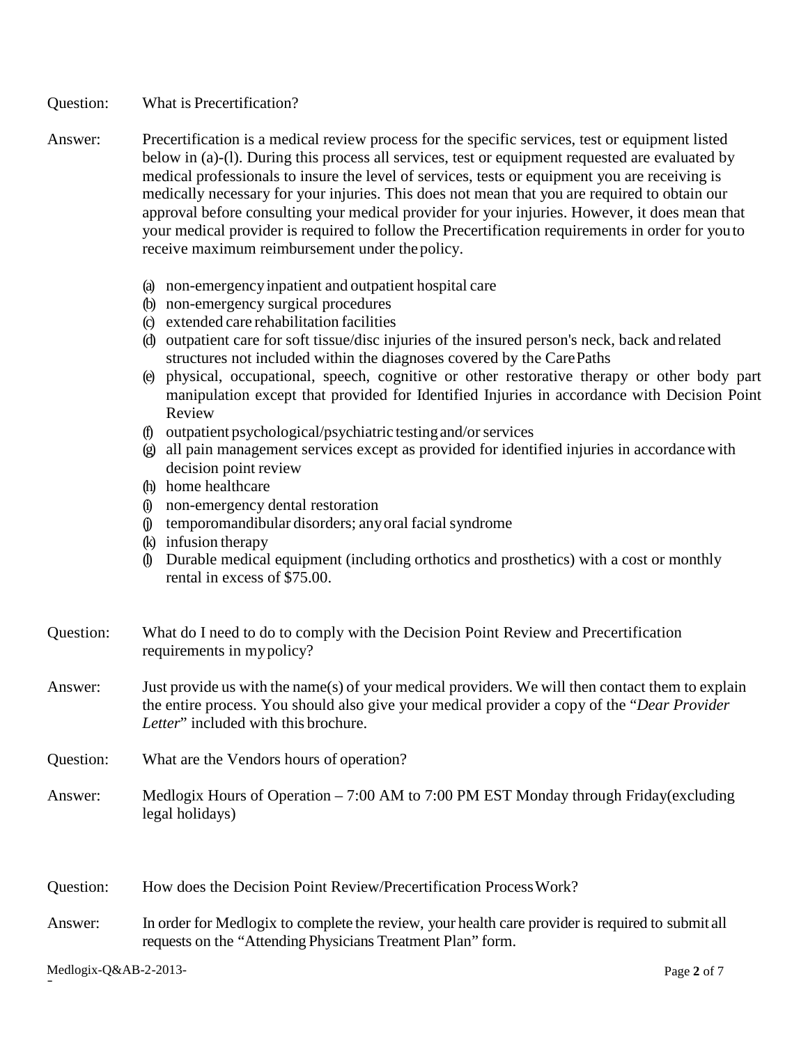Question: What is Precertification?

Answer: Precertification is a medical review process for the specific services, test or equipment listed below in (a)-(l). During this process all services, test or equipment requested are evaluated by medical professionals to insure the level of services, tests or equipment you are receiving is medically necessary for your injuries. This does not mean that you are required to obtain our approval before consulting your medical provider for your injuries. However, it does mean that your medical provider is required to follow the Precertification requirements in order for you to receive maximum reimbursement under the policy.

(a) non-emergency inpatient and outpatient hospital care
(b) non-emergency surgical procedures
(c) extended care rehabilitation facilities
(d) outpatient care for soft tissue/disc injuries of the insured person's neck, back and related structures not included within the diagnoses covered by the Care Paths
(e) physical, occupational, speech, cognitive or other restorative therapy or other body part manipulation except that provided for Identified Injuries in accordance with Decision Point Review
(f) outpatient psychological/psychiatric testing and/or services
(g) all pain management services except as provided for identified injuries in accordance with decision point review
(h) home healthcare
(i) non-emergency dental restoration
(j) temporomandibular disorders; any oral facial syndrome
(k) infusion therapy
(l) Durable medical equipment (including orthotics and prosthetics) with a cost or monthly rental in excess of $75.00.

Question: What do I need to do to comply with the Decision Point Review and Precertification requirements in my policy?

Answer: Just provide us with the name(s) of your medical providers. We will then contact them to explain the entire process. You should also give your medical provider a copy of the "*Dear Provider Letter*" included with this brochure.

Question: What are the Vendors hours of operation?

Answer: Medlogix Hours of Operation – 7:00 AM to 7:00 PM EST Monday through Friday(excluding legal holidays)

Question: How does the Decision Point Review/Precertification Process Work?

Answer: In order for Medlogix to complete the review, your health care provider is required to submit all requests on the "Attending Physicians Treatment Plan" form.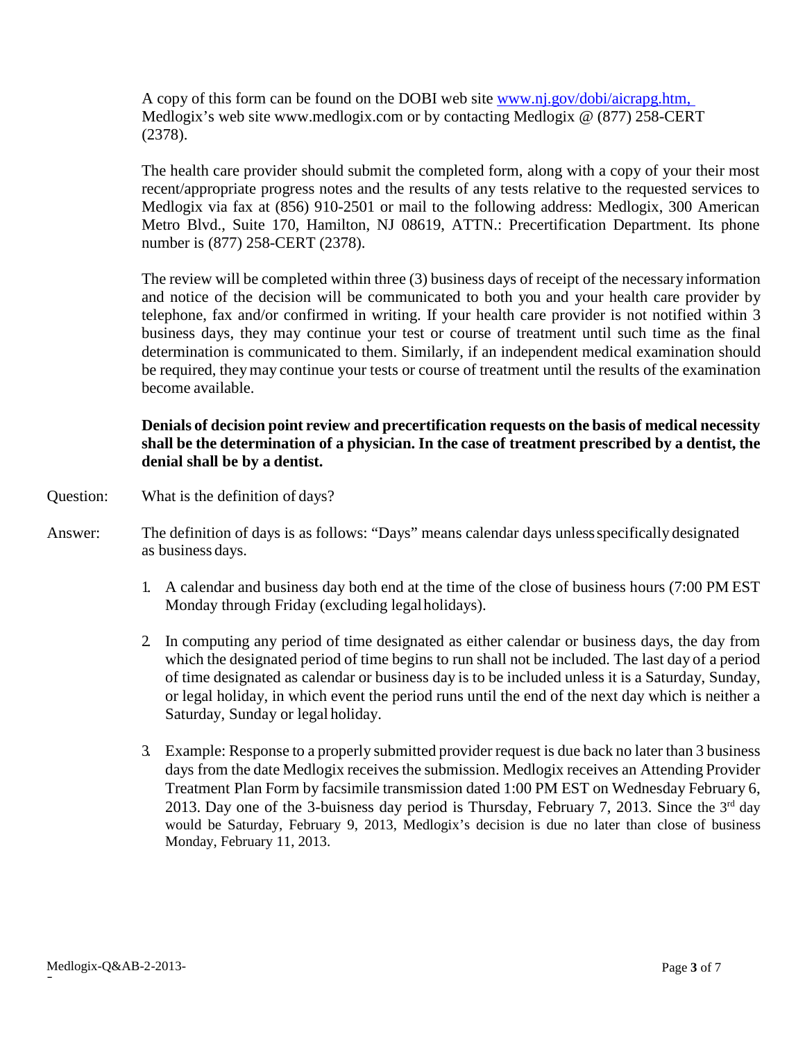A copy of this form can be found on the DOBI web site www.nj.gov/dobi/aicrapg.htm, Medlogix's web site www.medlogix.com or by contacting Medlogix @ (877) 258-CERT (2378).

The health care provider should submit the completed form, along with a copy of your their most recent/appropriate progress notes and the results of any tests relative to the requested services to Medlogix via fax at (856) 910-2501 or mail to the following address: Medlogix, 300 American Metro Blvd., Suite 170, Hamilton, NJ 08619, ATTN.: Precertification Department. Its phone number is (877) 258-CERT (2378).

The review will be completed within three (3) business days of receipt of the necessary information and notice of the decision will be communicated to both you and your health care provider by telephone, fax and/or confirmed in writing. If your health care provider is not notified within 3 business days, they may continue your test or course of treatment until such time as the final determination is communicated to them. Similarly, if an independent medical examination should be required, they may continue your tests or course of treatment until the results of the examination become available.

**Denials of decision point review and precertification requests on the basis of medical necessity shall be the determination of a physician. In the case of treatment prescribed by a dentist, the denial shall be by a dentist.**

Question: What is the definition of days?

Answer: The definition of days is as follows: "Days" means calendar days unless specifically designated as business days.

1. A calendar and business day both end at the time of the close of business hours (7:00 PM EST Monday through Friday (excluding legal holidays).
2. In computing any period of time designated as either calendar or business days, the day from which the designated period of time begins to run shall not be included. The last day of a period of time designated as calendar or business day is to be included unless it is a Saturday, Sunday, or legal holiday, in which event the period runs until the end of the next day which is neither a Saturday, Sunday or legal holiday.
3. Example: Response to a properly submitted provider request is due back no later than 3 business days from the date Medlogix receives the submission. Medlogix receives an Attending Provider Treatment Plan Form by facsimile transmission dated 1:00 PM EST on Wednesday February 6, 2013. Day one of the 3-buisness day period is Thursday, February 7, 2013. Since the 3rd day would be Saturday, February 9, 2013, Medlogix's decision is due no later than close of business Monday, February 11, 2013.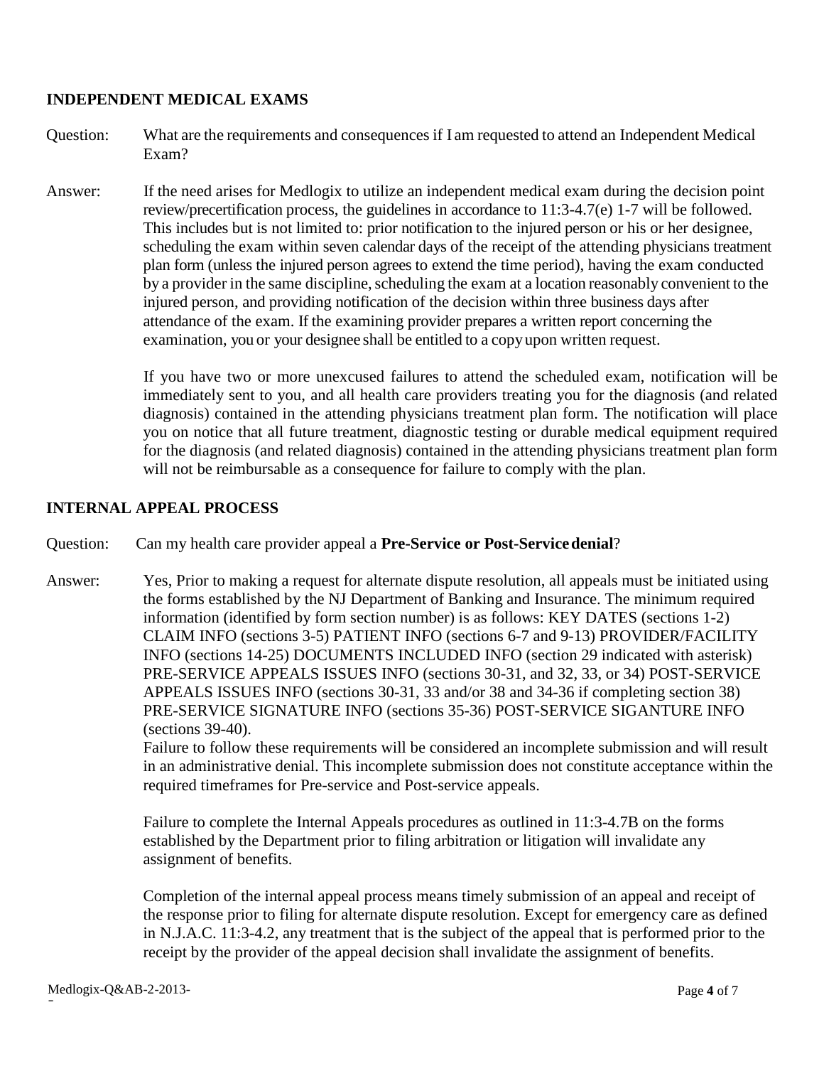## INDEPENDENT MEDICAL EXAMS

Question: What are the requirements and consequences if I am requested to attend an Independent Medical Exam?

Answer: If the need arises for Medlogix to utilize an independent medical exam during the decision point review/precertification process, the guidelines in accordance to 11:3-4.7(e) 1-7 will be followed. This includes but is not limited to: prior notification to the injured person or his or her designee, scheduling the exam within seven calendar days of the receipt of the attending physicians treatment plan form (unless the injured person agrees to extend the time period), having the exam conducted by a provider in the same discipline, scheduling the exam at a location reasonably convenient to the injured person, and providing notification of the decision within three business days after attendance of the exam. If the examining provider prepares a written report concerning the examination, you or your designee shall be entitled to a copy upon written request.

If you have two or more unexcused failures to attend the scheduled exam, notification will be immediately sent to you, and all health care providers treating you for the diagnosis (and related diagnosis) contained in the attending physicians treatment plan form. The notification will place you on notice that all future treatment, diagnostic testing or durable medical equipment required for the diagnosis (and related diagnosis) contained in the attending physicians treatment plan form will not be reimbursable as a consequence for failure to comply with the plan.

## INTERNAL APPEAL PROCESS

Question: Can my health care provider appeal a **Pre-Service or Post-Service denial**?

Answer: Yes, Prior to making a request for alternate dispute resolution, all appeals must be initiated using the forms established by the NJ Department of Banking and Insurance. The minimum required information (identified by form section number) is as follows: KEY DATES (sections 1-2) CLAIM INFO (sections 3-5) PATIENT INFO (sections 6-7 and 9-13) PROVIDER/FACILITY INFO (sections 14-25) DOCUMENTS INCLUDED INFO (section 29 indicated with asterisk) PRE-SERVICE APPEALS ISSUES INFO (sections 30-31, and 32, 33, or 34) POST-SERVICE APPEALS ISSUES INFO (sections 30-31, 33 and/or 38 and 34-36 if completing section 38) PRE-SERVICE SIGNATURE INFO (sections 35-36) POST-SERVICE SIGANTURE INFO (sections 39-40).
Failure to follow these requirements will be considered an incomplete submission and will result in an administrative denial. This incomplete submission does not constitute acceptance within the required timeframes for Pre-service and Post-service appeals.

Failure to complete the Internal Appeals procedures as outlined in 11:3-4.7B on the forms established by the Department prior to filing arbitration or litigation will invalidate any assignment of benefits.

Completion of the internal appeal process means timely submission of an appeal and receipt of the response prior to filing for alternate dispute resolution. Except for emergency care as defined in N.J.A.C. 11:3-4.2, any treatment that is the subject of the appeal that is performed prior to the receipt by the provider of the appeal decision shall invalidate the assignment of benefits.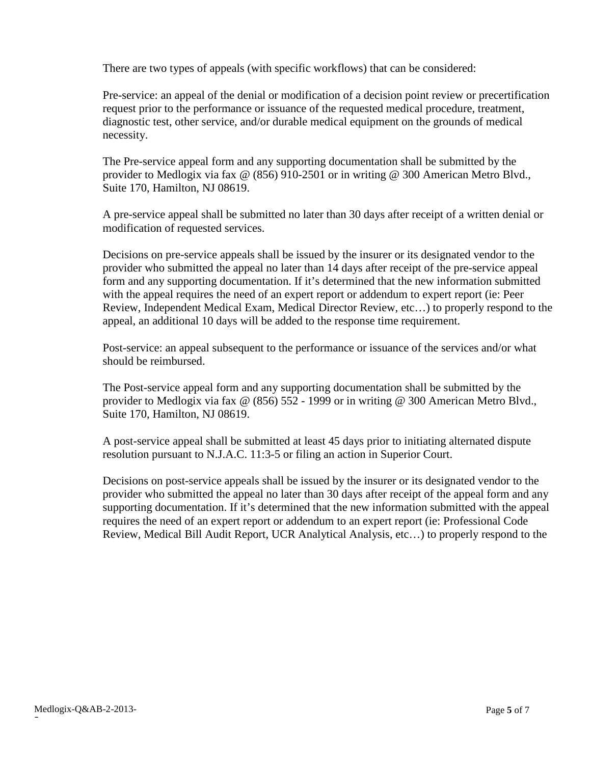There are two types of appeals (with specific workflows) that can be considered:

Pre-service: an appeal of the denial or modification of a decision point review or precertification request prior to the performance or issuance of the requested medical procedure, treatment, diagnostic test, other service, and/or durable medical equipment on the grounds of medical necessity.

The Pre-service appeal form and any supporting documentation shall be submitted by the provider to Medlogix via fax @ (856) 910-2501 or in writing @ 300 American Metro Blvd., Suite 170, Hamilton, NJ 08619.

A pre-service appeal shall be submitted no later than 30 days after receipt of a written denial or modification of requested services.

Decisions on pre-service appeals shall be issued by the insurer or its designated vendor to the provider who submitted the appeal no later than 14 days after receipt of the pre-service appeal form and any supporting documentation. If it's determined that the new information submitted with the appeal requires the need of an expert report or addendum to expert report (ie: Peer Review, Independent Medical Exam, Medical Director Review, etc…) to properly respond to the appeal, an additional 10 days will be added to the response time requirement.

Post-service: an appeal subsequent to the performance or issuance of the services and/or what should be reimbursed.

The Post-service appeal form and any supporting documentation shall be submitted by the provider to Medlogix via fax @ (856) 552 - 1999 or in writing @ 300 American Metro Blvd., Suite 170, Hamilton, NJ 08619.

A post-service appeal shall be submitted at least 45 days prior to initiating alternated dispute resolution pursuant to N.J.A.C. 11:3-5 or filing an action in Superior Court.

Decisions on post-service appeals shall be issued by the insurer or its designated vendor to the provider who submitted the appeal no later than 30 days after receipt of the appeal form and any supporting documentation. If it's determined that the new information submitted with the appeal requires the need of an expert report or addendum to an expert report (ie: Professional Code Review, Medical Bill Audit Report, UCR Analytical Analysis, etc…) to properly respond to the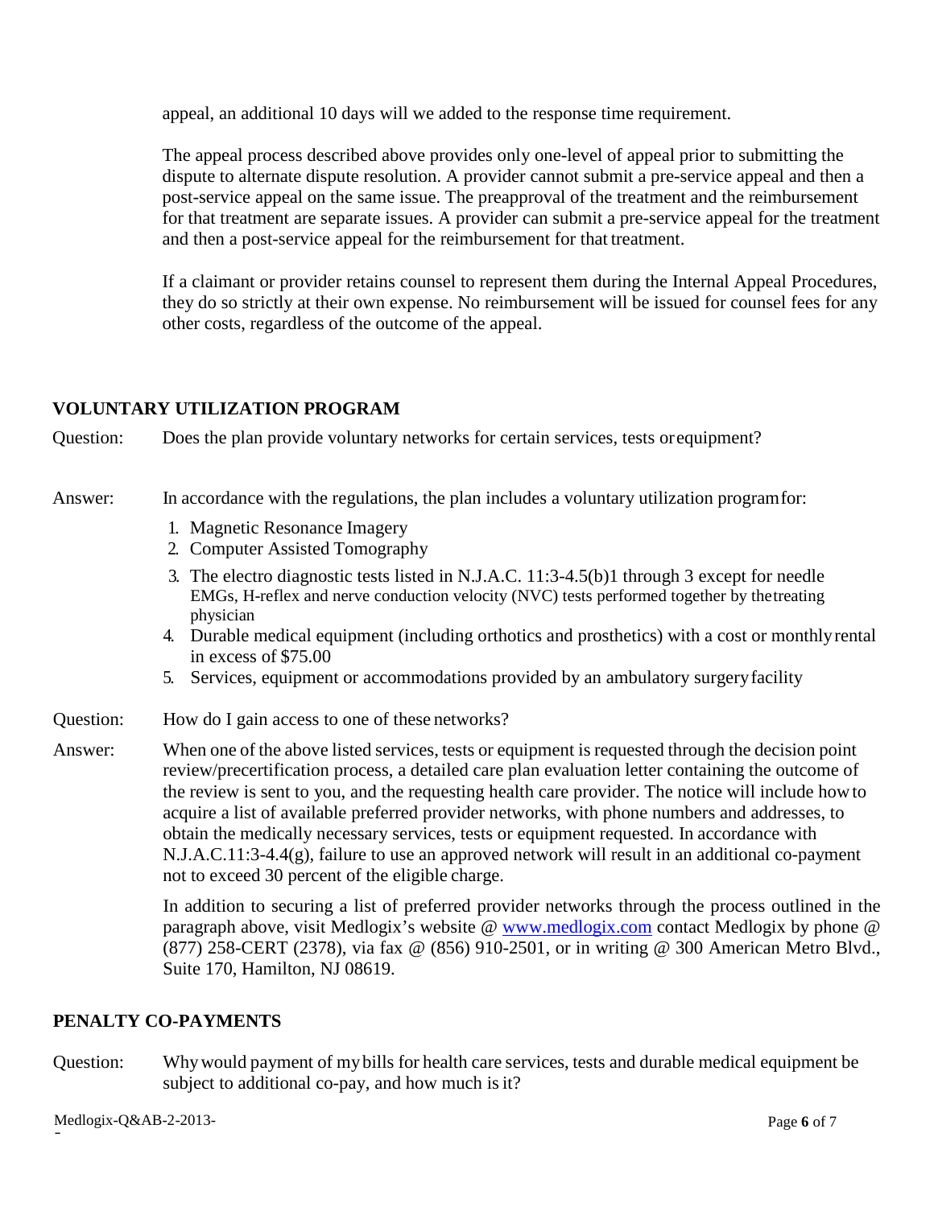appeal, an additional 10 days will we added to the response time requirement.

The appeal process described above provides only one-level of appeal prior to submitting the dispute to alternate dispute resolution. A provider cannot submit a pre-service appeal and then a post-service appeal on the same issue. The preapproval of the treatment and the reimbursement for that treatment are separate issues. A provider can submit a pre-service appeal for the treatment and then a post-service appeal for the reimbursement for that treatment.

If a claimant or provider retains counsel to represent them during the Internal Appeal Procedures, they do so strictly at their own expense. No reimbursement will be issued for counsel fees for any other costs, regardless of the outcome of the appeal.

## VOLUNTARY UTILIZATION PROGRAM

Question: Does the plan provide voluntary networks for certain services, tests or equipment?

Answer: In accordance with the regulations, the plan includes a voluntary utilization program for:

1. Magnetic Resonance Imagery
2. Computer Assisted Tomography
3. The electro diagnostic tests listed in N.J.A.C. 11:3-4.5(b)1 through 3 except for needle EMGs, H-reflex and nerve conduction velocity (NVC) tests performed together by the treating physician
4. Durable medical equipment (including orthotics and prosthetics) with a cost or monthly rental in excess of $75.00
5. Services, equipment or accommodations provided by an ambulatory surgery facility

Question: How do I gain access to one of these networks?

Answer: When one of the above listed services, tests or equipment is requested through the decision point review/precertification process, a detailed care plan evaluation letter containing the outcome of the review is sent to you, and the requesting health care provider. The notice will include how to acquire a list of available preferred provider networks, with phone numbers and addresses, to obtain the medically necessary services, tests or equipment requested. In accordance with N.J.A.C.11:3-4.4(g), failure to use an approved network will result in an additional co-payment not to exceed 30 percent of the eligible charge.

In addition to securing a list of preferred provider networks through the process outlined in the paragraph above, visit Medlogix's website @ www.medlogix.com contact Medlogix by phone @ (877) 258-CERT (2378), via fax @ (856) 910-2501, or in writing @ 300 American Metro Blvd., Suite 170, Hamilton, NJ 08619.

## PENALTY CO-PAYMENTS

Question: Why would payment of my bills for health care services, tests and durable medical equipment be subject to additional co-pay, and how much is it?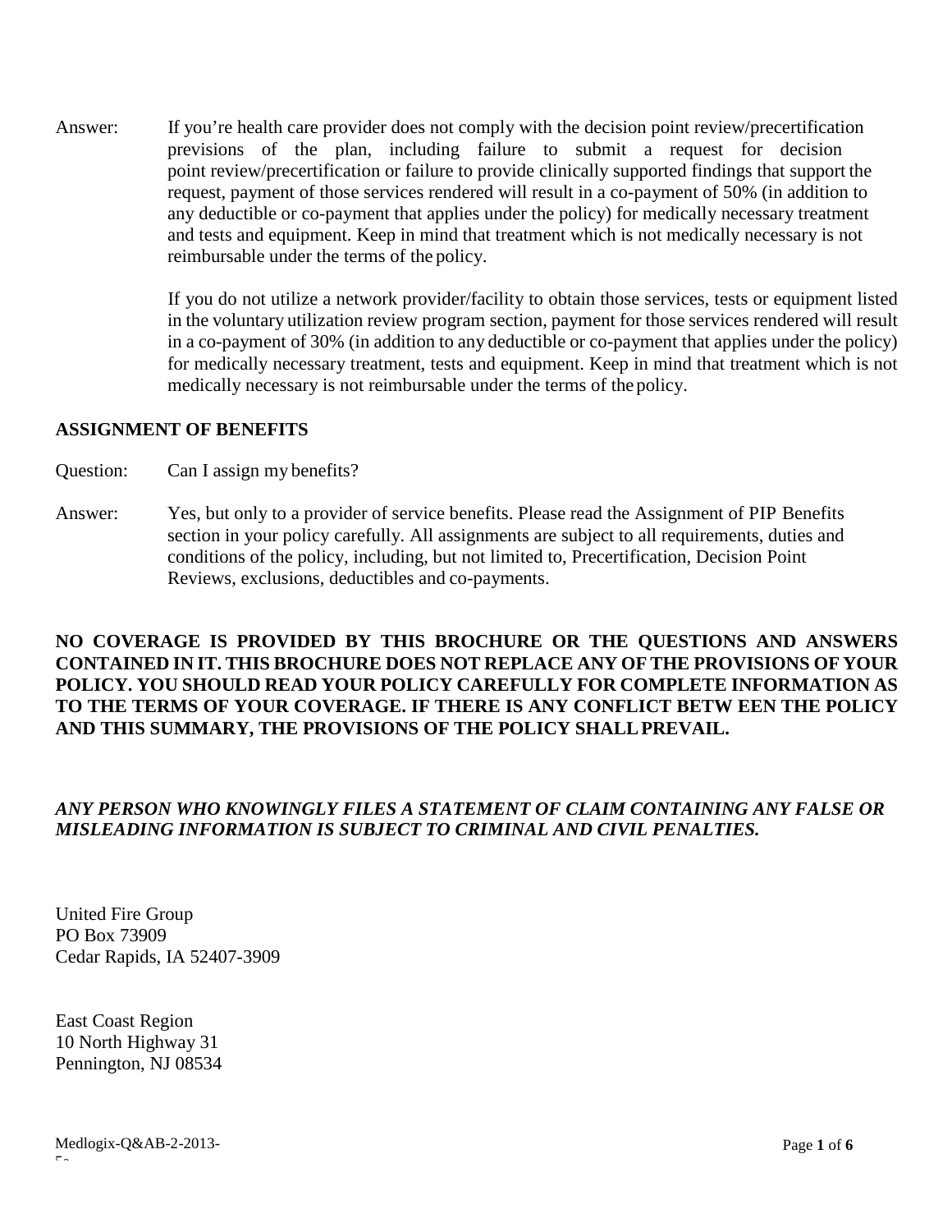Answer: If you're health care provider does not comply with the decision point review/precertification previsions of the plan, including failure to submit a request for decision point review/precertification or failure to provide clinically supported findings that support the request, payment of those services rendered will result in a co-payment of 50% (in addition to any deductible or co-payment that applies under the policy) for medically necessary treatment and tests and equipment. Keep in mind that treatment which is not medically necessary is not reimbursable under the terms of the policy.

If you do not utilize a network provider/facility to obtain those services, tests or equipment listed in the voluntary utilization review program section, payment for those services rendered will result in a co-payment of 30% (in addition to any deductible or co-payment that applies under the policy) for medically necessary treatment, tests and equipment. Keep in mind that treatment which is not medically necessary is not reimbursable under the terms of the policy.

**ASSIGNMENT OF BENEFITS**

Question: Can I assign my benefits?

Answer: Yes, but only to a provider of service benefits. Please read the Assignment of PIP Benefits section in your policy carefully. All assignments are subject to all requirements, duties and conditions of the policy, including, but not limited to, Precertification, Decision Point Reviews, exclusions, deductibles and co-payments.

**NO COVERAGE IS PROVIDED BY THIS BROCHURE OR THE QUESTIONS AND ANSWERS CONTAINED IN IT. THIS BROCHURE DOES NOT REPLACE ANY OF THE PROVISIONS OF YOUR POLICY. YOU SHOULD READ YOUR POLICY CAREFULLY FOR COMPLETE INFORMATION AS TO THE TERMS OF YOUR COVERAGE. IF THERE IS ANY CONFLICT BETW EEN THE POLICY AND THIS SUMMARY, THE PROVISIONS OF THE POLICY SHALL PREVAIL.**

***ANY PERSON WHO KNOWINGLY FILES A STATEMENT OF CLAIM CONTAINING ANY FALSE OR MISLEADING INFORMATION IS SUBJECT TO CRIMINAL AND CIVIL PENALTIES.***

United Fire Group
PO Box 73909
Cedar Rapids, IA 52407-3909

East Coast Region
10 North Highway 31
Pennington, NJ 08534

Medlogix-Q&AB-2-2013-